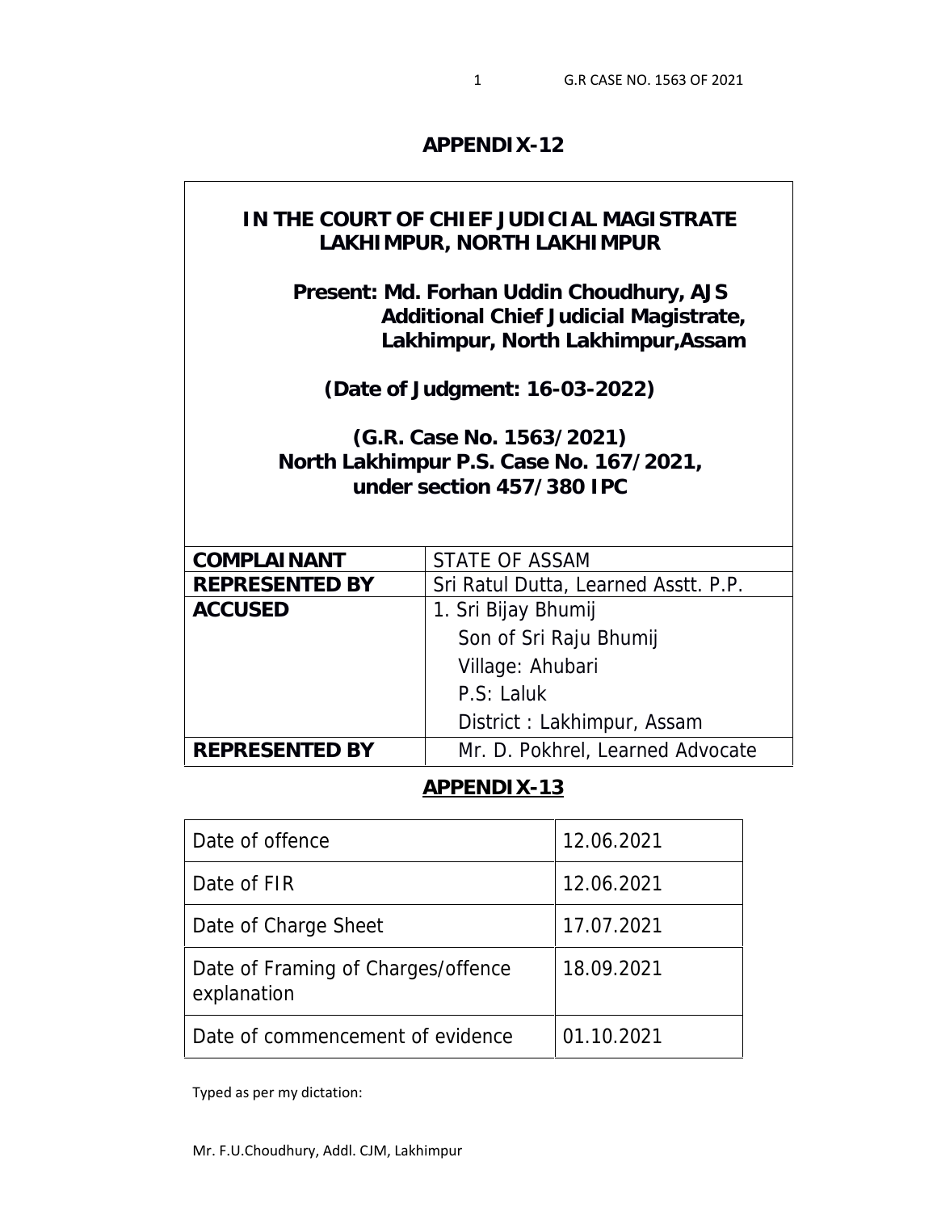## APPENDIX-12

**IN THE COURT OF CHIEF JUDICIAL MAGISTRATE LAKHIMPUR, NORTH LAKHIMPUR**

**Present: Md. Forhan Uddin Choudhury, AJS**
**Additional Chief Judicial Magistrate,**
**Lakhimpur, North Lakhimpur,Assam**

**(Date of Judgment: 16-03-2022)**

**(G.R. Case No. 1563/2021)**
**North Lakhimpur P.S. Case No. 167/2021,**
**under section 457/380 IPC**

| | |
|---|---|
| **COMPLAINANT** | STATE OF ASSAM |
| **REPRESENTED BY** | Sri Ratul Dutta, Learned Asstt. P.P. |
| **ACCUSED** | 1. Sri Bijay Bhumij<br>Son of Sri Raju Bhumij<br>Village: Ahubari<br>P.S: Laluk<br>District : Lakhimpur, Assam |
| **REPRESENTED BY** | Mr. D. Pokhrel, Learned Advocate |

## APPENDIX-13

| | |
|---|---|
| Date of offence | 12.06.2021 |
| Date of FIR | 12.06.2021 |
| Date of Charge Sheet | 17.07.2021 |
| Date of Framing of Charges/offence explanation | 18.09.2021 |
| Date of commencement of evidence | 01.10.2021 |

Typed as per my dictation:

Mr. F.U.Choudhury, Addl. CJM, Lakhimpur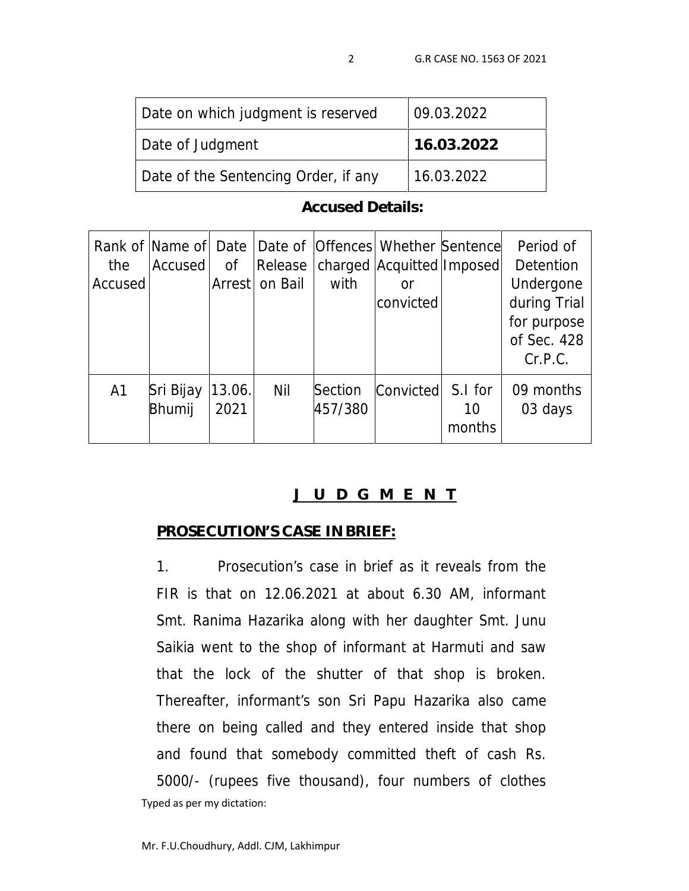| Date on which judgment is reserved | 09.03.2022 |
|---|---|
| Date of Judgment | **16.03.2022** |
| Date of the Sentencing Order, if any | 16.03.2022 |

**Accused Details:**

| Rank of the Accused | Name of Accused | Date of Arrest | Date of Release on Bail | Offences charged with | Whether Acquitted or convicted | Sentence Imposed | Period of Detention Undergone during Trial for purpose of Sec. 428 Cr.P.C. |
|---|---|---|---|---|---|---|---|
| A1 | Sri Bijay Bhumij | 13.06. 2021 | Nil | Section 457/380 | Convicted | S.I for 10 months | 09 months 03 days |

## J U D G M E N T

**PROSECUTION'S CASE IN BRIEF:**

1. Prosecution's case in brief as it reveals from the FIR is that on 12.06.2021 at about 6.30 AM, informant Smt. Ranima Hazarika along with her daughter Smt. Junu Saikia went to the shop of informant at Harmuti and saw that the lock of the shutter of that shop is broken. Thereafter, informant's son Sri Papu Hazarika also came there on being called and they entered inside that shop and found that somebody committed theft of cash Rs. 5000/- (rupees five thousand), four numbers of clothes

Typed as per my dictation:

Mr. F.U.Choudhury, Addl. CJM, Lakhimpur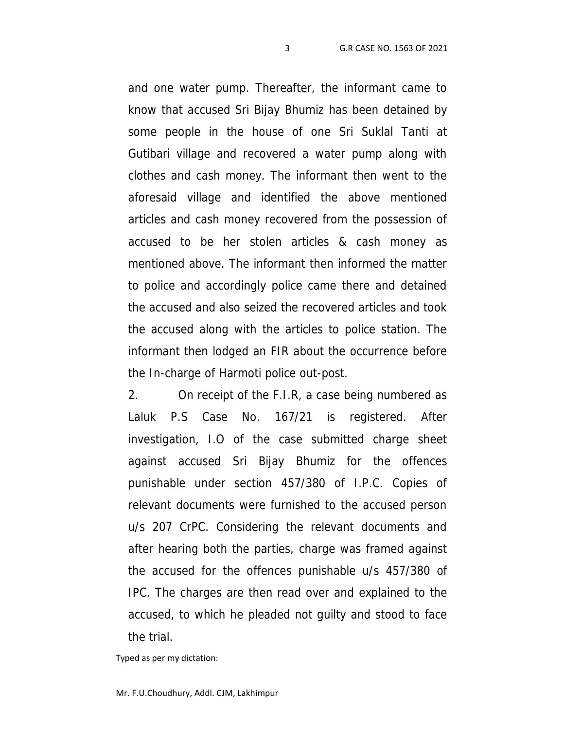and one water pump. Thereafter, the informant came to know that accused Sri Bijay Bhumiz has been detained by some people in the house of one Sri Suklal Tanti at Gutibari village and recovered a water pump along with clothes and cash money. The informant then went to the aforesaid village and identified the above mentioned articles and cash money recovered from the possession of accused to be her stolen articles & cash money as mentioned above. The informant then informed the matter to police and accordingly police came there and detained the accused and also seized the recovered articles and took the accused along with the articles to police station. The informant then lodged an FIR about the occurrence before the In-charge of Harmoti police out-post.

2. On receipt of the F.I.R, a case being numbered as Laluk P.S Case No. 167/21 is registered. After investigation, I.O of the case submitted charge sheet against accused Sri Bijay Bhumiz for the offences punishable under section 457/380 of I.P.C. Copies of relevant documents were furnished to the accused person u/s 207 CrPC. Considering the relevant documents and after hearing both the parties, charge was framed against the accused for the offences punishable u/s 457/380 of IPC. The charges are then read over and explained to the accused, to which he pleaded not guilty and stood to face the trial.

Typed as per my dictation:

Mr. F.U.Choudhury, Addl. CJM, Lakhimpur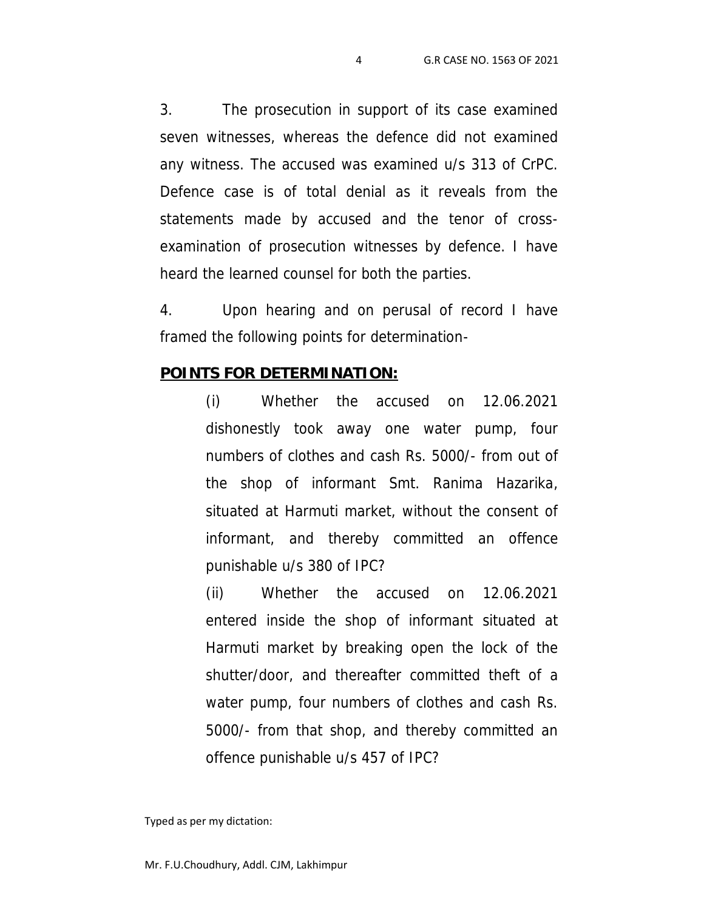3. The prosecution in support of its case examined seven witnesses, whereas the defence did not examined any witness. The accused was examined u/s 313 of CrPC. Defence case is of total denial as it reveals from the statements made by accused and the tenor of cross-examination of prosecution witnesses by defence. I have heard the learned counsel for both the parties.

4. Upon hearing and on perusal of record I have framed the following points for determination-

**POINTS FOR DETERMINATION:**

(i) Whether the accused on 12.06.2021 dishonestly took away one water pump, four numbers of clothes and cash Rs. 5000/- from out of the shop of informant Smt. Ranima Hazarika, situated at Harmuti market, without the consent of informant, and thereby committed an offence punishable u/s 380 of IPC?

(ii) Whether the accused on 12.06.2021 entered inside the shop of informant situated at Harmuti market by breaking open the lock of the shutter/door, and thereafter committed theft of a water pump, four numbers of clothes and cash Rs. 5000/- from that shop, and thereby committed an offence punishable u/s 457 of IPC?

Typed as per my dictation:

Mr. F.U.Choudhury, Addl. CJM, Lakhimpur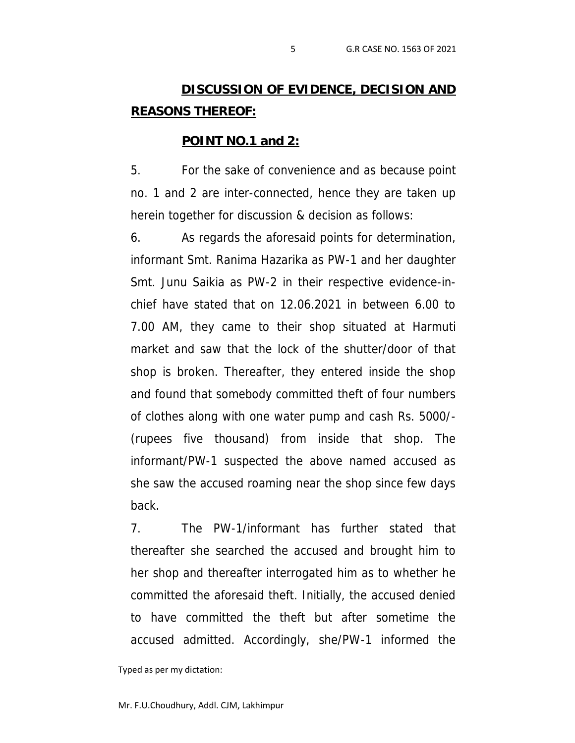## DISCUSSION OF EVIDENCE, DECISION AND REASONS THEREOF:

### POINT NO.1 and 2:

5. For the sake of convenience and as because point no. 1 and 2 are inter-connected, hence they are taken up herein together for discussion & decision as follows:

6. As regards the aforesaid points for determination, informant Smt. Ranima Hazarika as PW-1 and her daughter Smt. Junu Saikia as PW-2 in their respective evidence-in-chief have stated that on 12.06.2021 in between 6.00 to 7.00 AM, they came to their shop situated at Harmuti market and saw that the lock of the shutter/door of that shop is broken. Thereafter, they entered inside the shop and found that somebody committed theft of four numbers of clothes along with one water pump and cash Rs. 5000/- (rupees five thousand) from inside that shop. The informant/PW-1 suspected the above named accused as she saw the accused roaming near the shop since few days back.

7. The PW-1/informant has further stated that thereafter she searched the accused and brought him to her shop and thereafter interrogated him as to whether he committed the aforesaid theft. Initially, the accused denied to have committed the theft but after sometime the accused admitted. Accordingly, she/PW-1 informed the

Typed as per my dictation:

Mr. F.U.Choudhury, Addl. CJM, Lakhimpur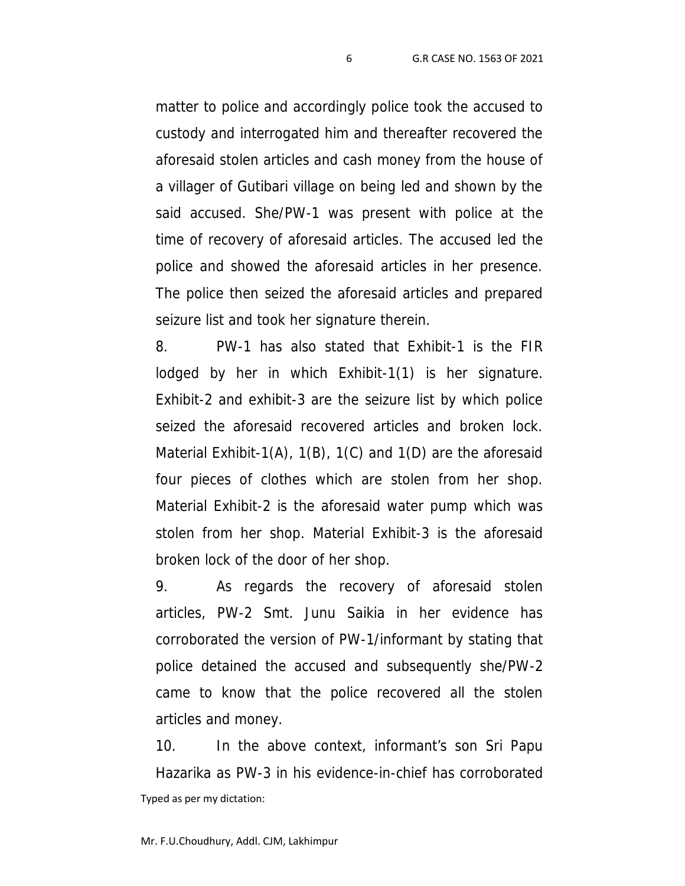matter to police and accordingly police took the accused to custody and interrogated him and thereafter recovered the aforesaid stolen articles and cash money from the house of a villager of Gutibari village on being led and shown by the said accused. She/PW-1 was present with police at the time of recovery of aforesaid articles. The accused led the police and showed the aforesaid articles in her presence. The police then seized the aforesaid articles and prepared seizure list and took her signature therein.

8. PW-1 has also stated that Exhibit-1 is the FIR lodged by her in which Exhibit-1(1) is her signature. Exhibit-2 and exhibit-3 are the seizure list by which police seized the aforesaid recovered articles and broken lock. Material Exhibit-1(A), 1(B), 1(C) and 1(D) are the aforesaid four pieces of clothes which are stolen from her shop. Material Exhibit-2 is the aforesaid water pump which was stolen from her shop. Material Exhibit-3 is the aforesaid broken lock of the door of her shop.

9. As regards the recovery of aforesaid stolen articles, PW-2 Smt. Junu Saikia in her evidence has corroborated the version of PW-1/informant by stating that police detained the accused and subsequently she/PW-2 came to know that the police recovered all the stolen articles and money.

10. In the above context, informant's son Sri Papu Hazarika as PW-3 in his evidence-in-chief has corroborated

Typed as per my dictation:

Mr. F.U.Choudhury, Addl. CJM, Lakhimpur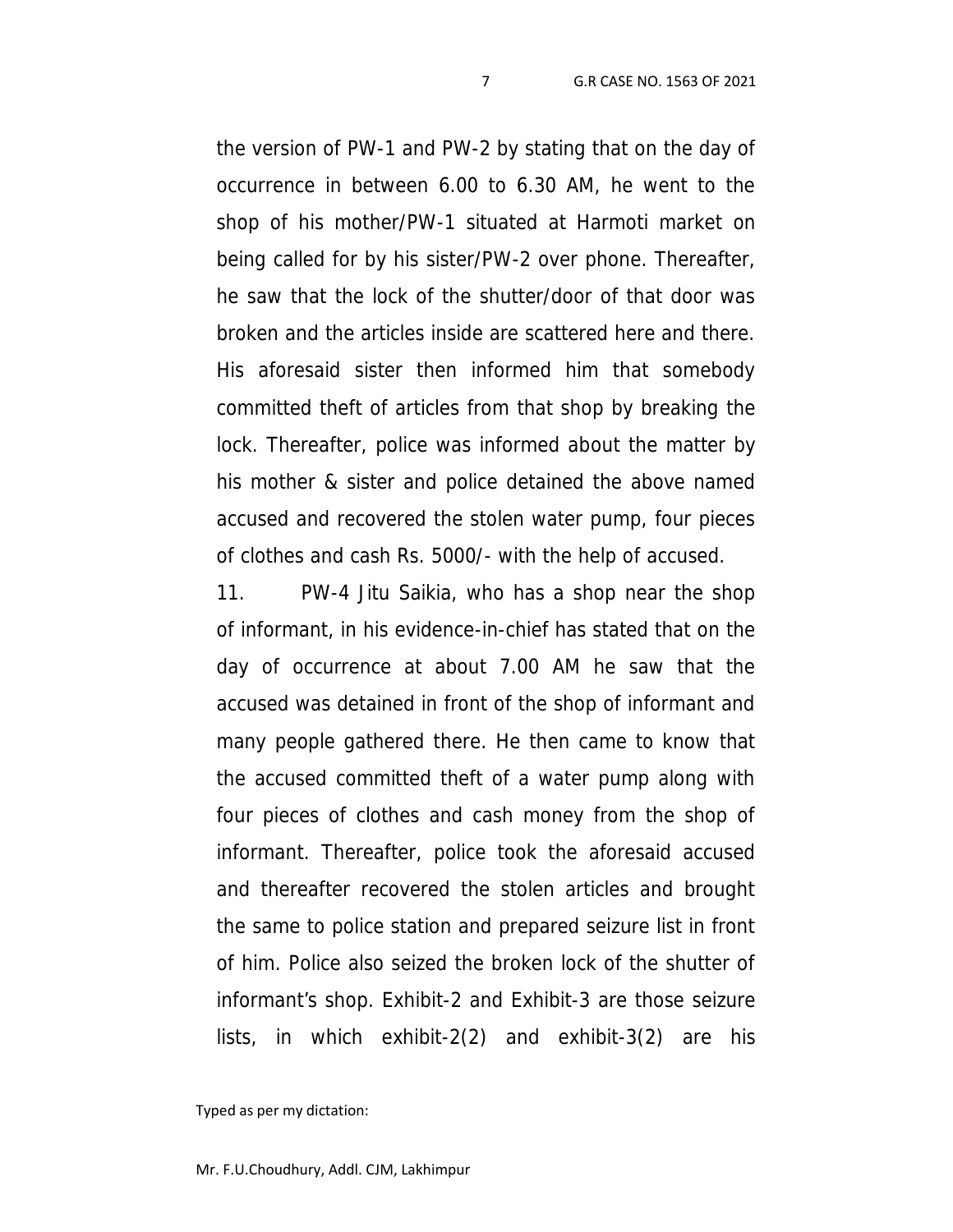the version of PW-1 and PW-2 by stating that on the day of occurrence in between 6.00 to 6.30 AM, he went to the shop of his mother/PW-1 situated at Harmoti market on being called for by his sister/PW-2 over phone. Thereafter, he saw that the lock of the shutter/door of that door was broken and the articles inside are scattered here and there. His aforesaid sister then informed him that somebody committed theft of articles from that shop by breaking the lock. Thereafter, police was informed about the matter by his mother & sister and police detained the above named accused and recovered the stolen water pump, four pieces of clothes and cash Rs. 5000/- with the help of accused.

11. PW-4 Jitu Saikia, who has a shop near the shop of informant, in his evidence-in-chief has stated that on the day of occurrence at about 7.00 AM he saw that the accused was detained in front of the shop of informant and many people gathered there. He then came to know that the accused committed theft of a water pump along with four pieces of clothes and cash money from the shop of informant. Thereafter, police took the aforesaid accused and thereafter recovered the stolen articles and brought the same to police station and prepared seizure list in front of him. Police also seized the broken lock of the shutter of informant's shop. Exhibit-2 and Exhibit-3 are those seizure lists, in which exhibit-2(2) and exhibit-3(2) are his

Typed as per my dictation:

Mr. F.U.Choudhury, Addl. CJM, Lakhimpur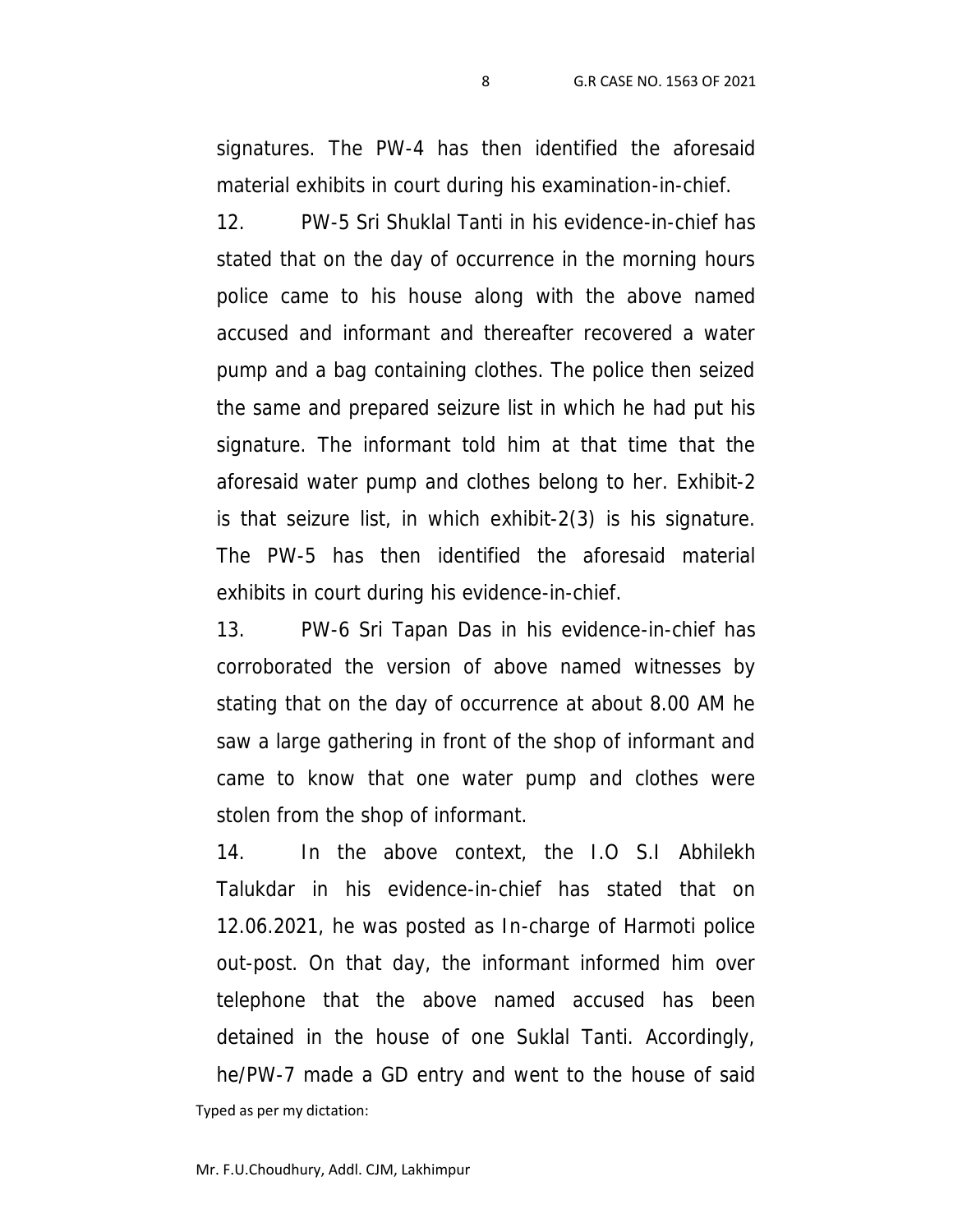signatures. The PW-4 has then identified the aforesaid material exhibits in court during his examination-in-chief.

12. PW-5 Sri Shuklal Tanti in his evidence-in-chief has stated that on the day of occurrence in the morning hours police came to his house along with the above named accused and informant and thereafter recovered a water pump and a bag containing clothes. The police then seized the same and prepared seizure list in which he had put his signature. The informant told him at that time that the aforesaid water pump and clothes belong to her. Exhibit-2 is that seizure list, in which exhibit-2(3) is his signature. The PW-5 has then identified the aforesaid material exhibits in court during his evidence-in-chief.

13. PW-6 Sri Tapan Das in his evidence-in-chief has corroborated the version of above named witnesses by stating that on the day of occurrence at about 8.00 AM he saw a large gathering in front of the shop of informant and came to know that one water pump and clothes were stolen from the shop of informant.

14. In the above context, the I.O S.I Abhilekh Talukdar in his evidence-in-chief has stated that on 12.06.2021, he was posted as In-charge of Harmoti police out-post. On that day, the informant informed him over telephone that the above named accused has been detained in the house of one Suklal Tanti. Accordingly, he/PW-7 made a GD entry and went to the house of said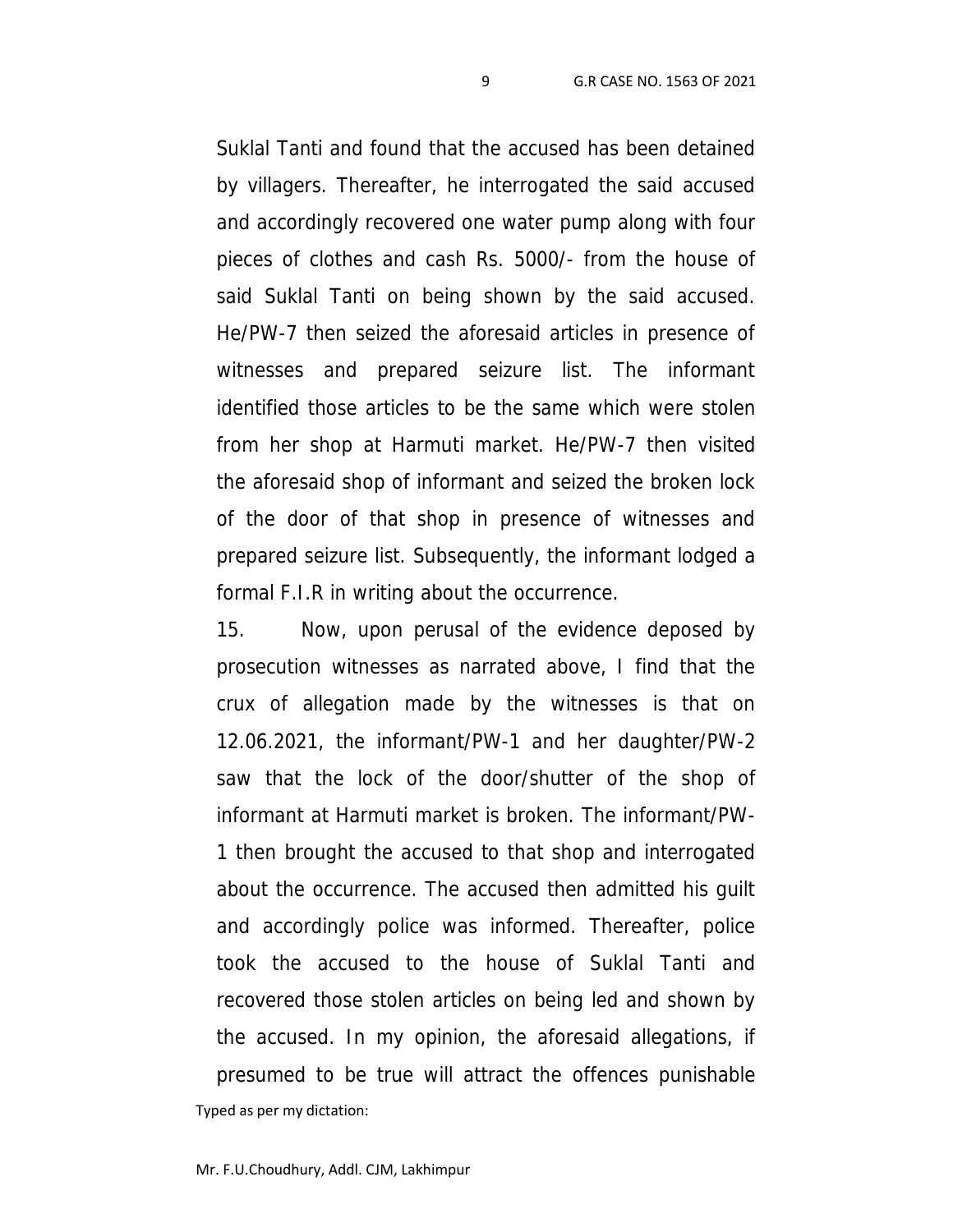Suklal Tanti and found that the accused has been detained by villagers. Thereafter, he interrogated the said accused and accordingly recovered one water pump along with four pieces of clothes and cash Rs. 5000/- from the house of said Suklal Tanti on being shown by the said accused. He/PW-7 then seized the aforesaid articles in presence of witnesses and prepared seizure list. The informant identified those articles to be the same which were stolen from her shop at Harmuti market. He/PW-7 then visited the aforesaid shop of informant and seized the broken lock of the door of that shop in presence of witnesses and prepared seizure list. Subsequently, the informant lodged a formal F.I.R in writing about the occurrence.

15. Now, upon perusal of the evidence deposed by prosecution witnesses as narrated above, I find that the crux of allegation made by the witnesses is that on 12.06.2021, the informant/PW-1 and her daughter/PW-2 saw that the lock of the door/shutter of the shop of informant at Harmuti market is broken. The informant/PW-1 then brought the accused to that shop and interrogated about the occurrence. The accused then admitted his guilt and accordingly police was informed. Thereafter, police took the accused to the house of Suklal Tanti and recovered those stolen articles on being led and shown by the accused. In my opinion, the aforesaid allegations, if presumed to be true will attract the offences punishable

Typed as per my dictation:

Mr. F.U.Choudhury, Addl. CJM, Lakhimpur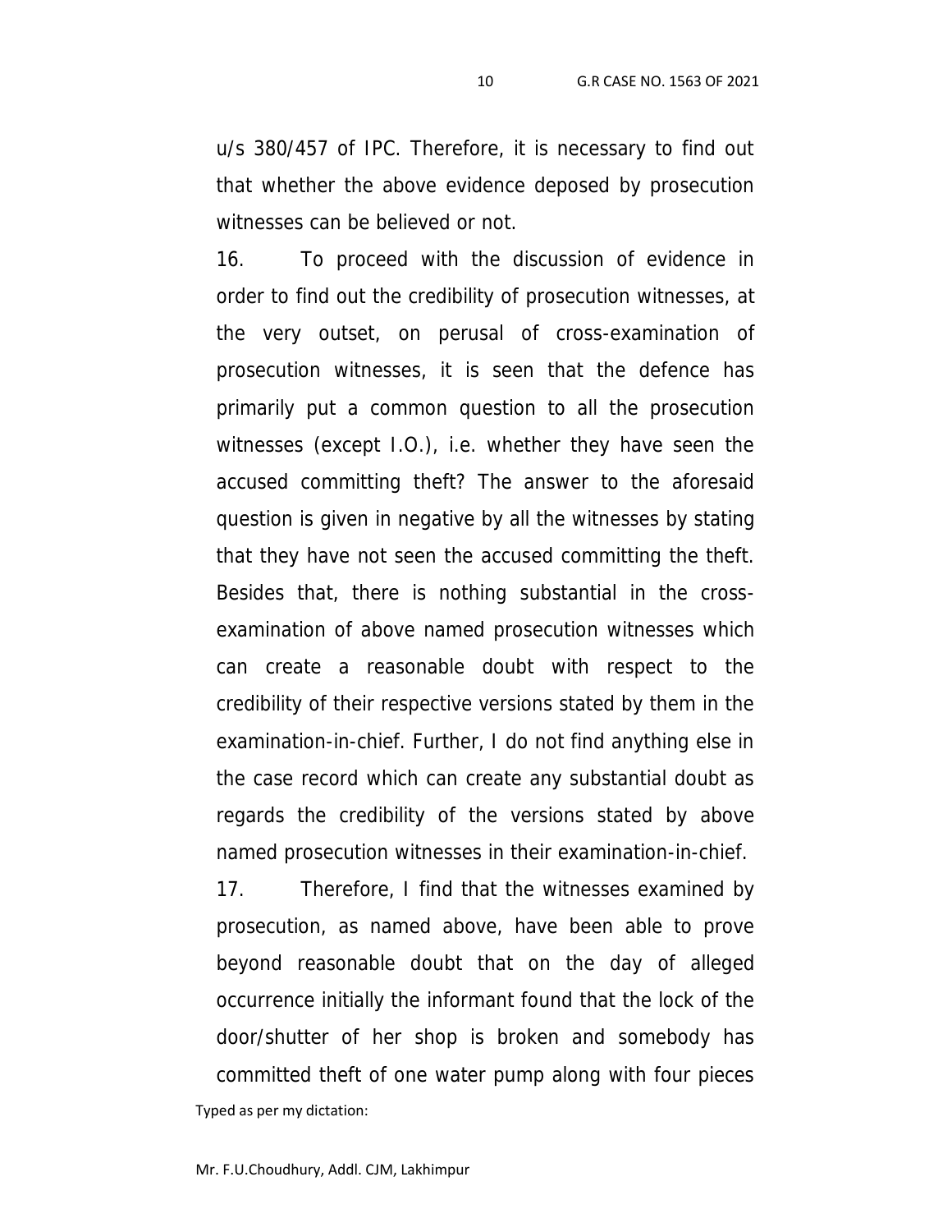u/s 380/457 of IPC. Therefore, it is necessary to find out that whether the above evidence deposed by prosecution witnesses can be believed or not.

16. To proceed with the discussion of evidence in order to find out the credibility of prosecution witnesses, at the very outset, on perusal of cross-examination of prosecution witnesses, it is seen that the defence has primarily put a common question to all the prosecution witnesses (except I.O.), i.e. whether they have seen the accused committing theft? The answer to the aforesaid question is given in negative by all the witnesses by stating that they have not seen the accused committing the theft. Besides that, there is nothing substantial in the cross-examination of above named prosecution witnesses which can create a reasonable doubt with respect to the credibility of their respective versions stated by them in the examination-in-chief. Further, I do not find anything else in the case record which can create any substantial doubt as regards the credibility of the versions stated by above named prosecution witnesses in their examination-in-chief.

17. Therefore, I find that the witnesses examined by prosecution, as named above, have been able to prove beyond reasonable doubt that on the day of alleged occurrence initially the informant found that the lock of the door/shutter of her shop is broken and somebody has committed theft of one water pump along with four pieces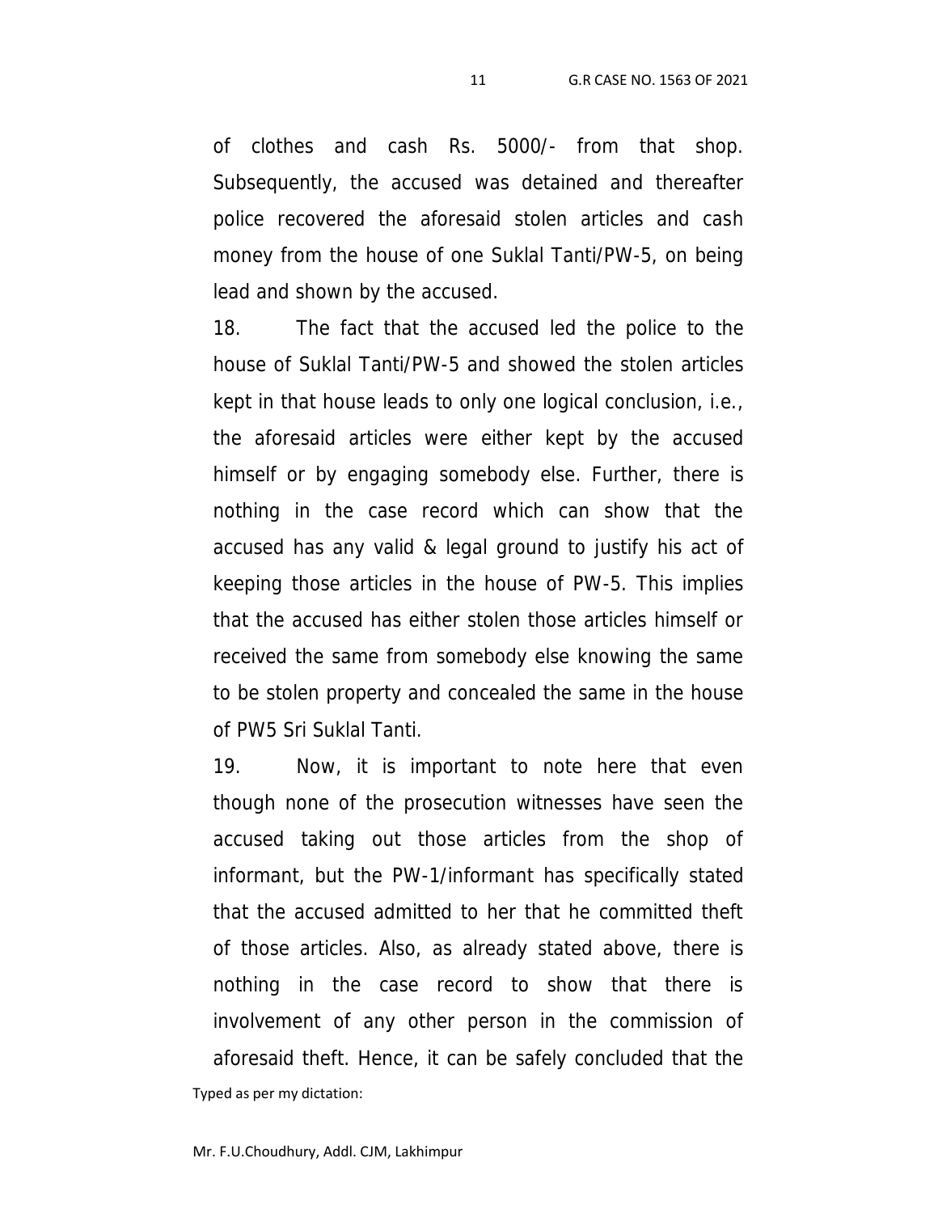of clothes and cash Rs. 5000/- from that shop. Subsequently, the accused was detained and thereafter police recovered the aforesaid stolen articles and cash money from the house of one Suklal Tanti/PW-5, on being lead and shown by the accused.

18. The fact that the accused led the police to the house of Suklal Tanti/PW-5 and showed the stolen articles kept in that house leads to only one logical conclusion, i.e., the aforesaid articles were either kept by the accused himself or by engaging somebody else. Further, there is nothing in the case record which can show that the accused has any valid & legal ground to justify his act of keeping those articles in the house of PW-5. This implies that the accused has either stolen those articles himself or received the same from somebody else knowing the same to be stolen property and concealed the same in the house of PW5 Sri Suklal Tanti.

19. Now, it is important to note here that even though none of the prosecution witnesses have seen the accused taking out those articles from the shop of informant, but the PW-1/informant has specifically stated that the accused admitted to her that he committed theft of those articles. Also, as already stated above, there is nothing in the case record to show that there is involvement of any other person in the commission of aforesaid theft. Hence, it can be safely concluded that the

Typed as per my dictation:

Mr. F.U.Choudhury, Addl. CJM, Lakhimpur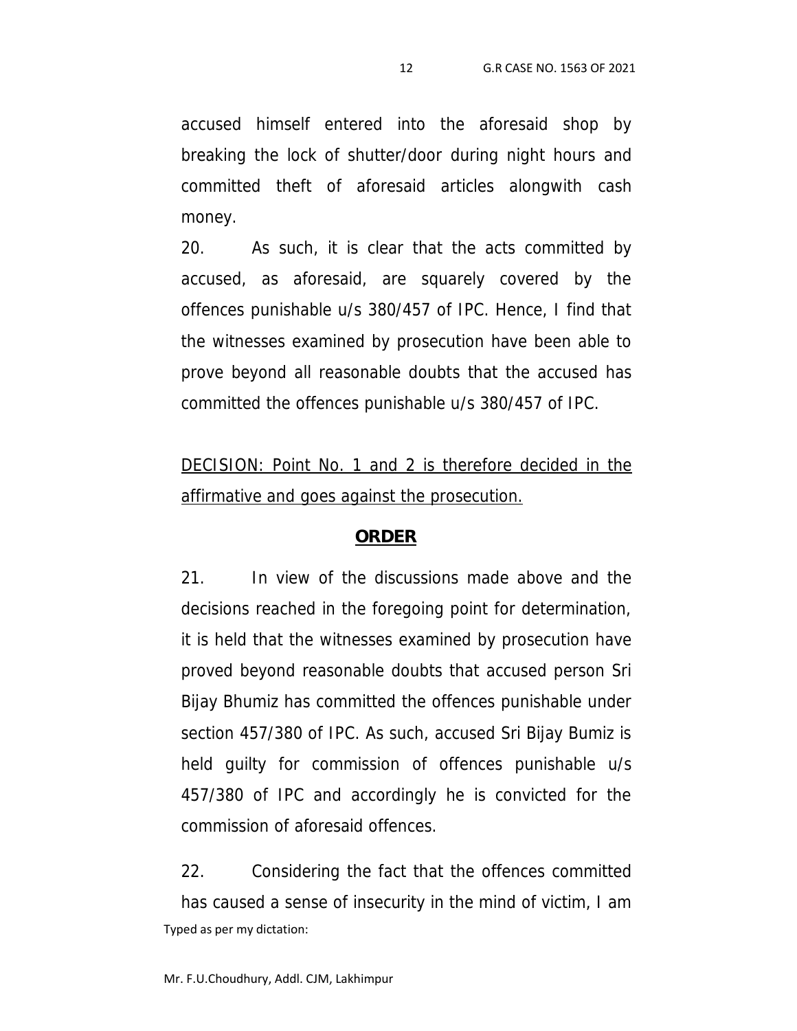accused himself entered into the aforesaid shop by breaking the lock of shutter/door during night hours and committed theft of aforesaid articles alongwith cash money.

20. As such, it is clear that the acts committed by accused, as aforesaid, are squarely covered by the offences punishable u/s 380/457 of IPC. Hence, I find that the witnesses examined by prosecution have been able to prove beyond all reasonable doubts that the accused has committed the offences punishable u/s 380/457 of IPC.

<u>DECISION: Point No. 1 and 2 is therefore decided in the affirmative and goes against the prosecution.</u>

## <u>**ORDER**</u>

21. In view of the discussions made above and the decisions reached in the foregoing point for determination, it is held that the witnesses examined by prosecution have proved beyond reasonable doubts that accused person Sri Bijay Bhumiz has committed the offences punishable under section 457/380 of IPC. As such, accused Sri Bijay Bumiz is held guilty for commission of offences punishable u/s 457/380 of IPC and accordingly he is convicted for the commission of aforesaid offences.

22. Considering the fact that the offences committed has caused a sense of insecurity in the mind of victim, I am

Typed as per my dictation:

Mr. F.U.Choudhury, Addl. CJM, Lakhimpur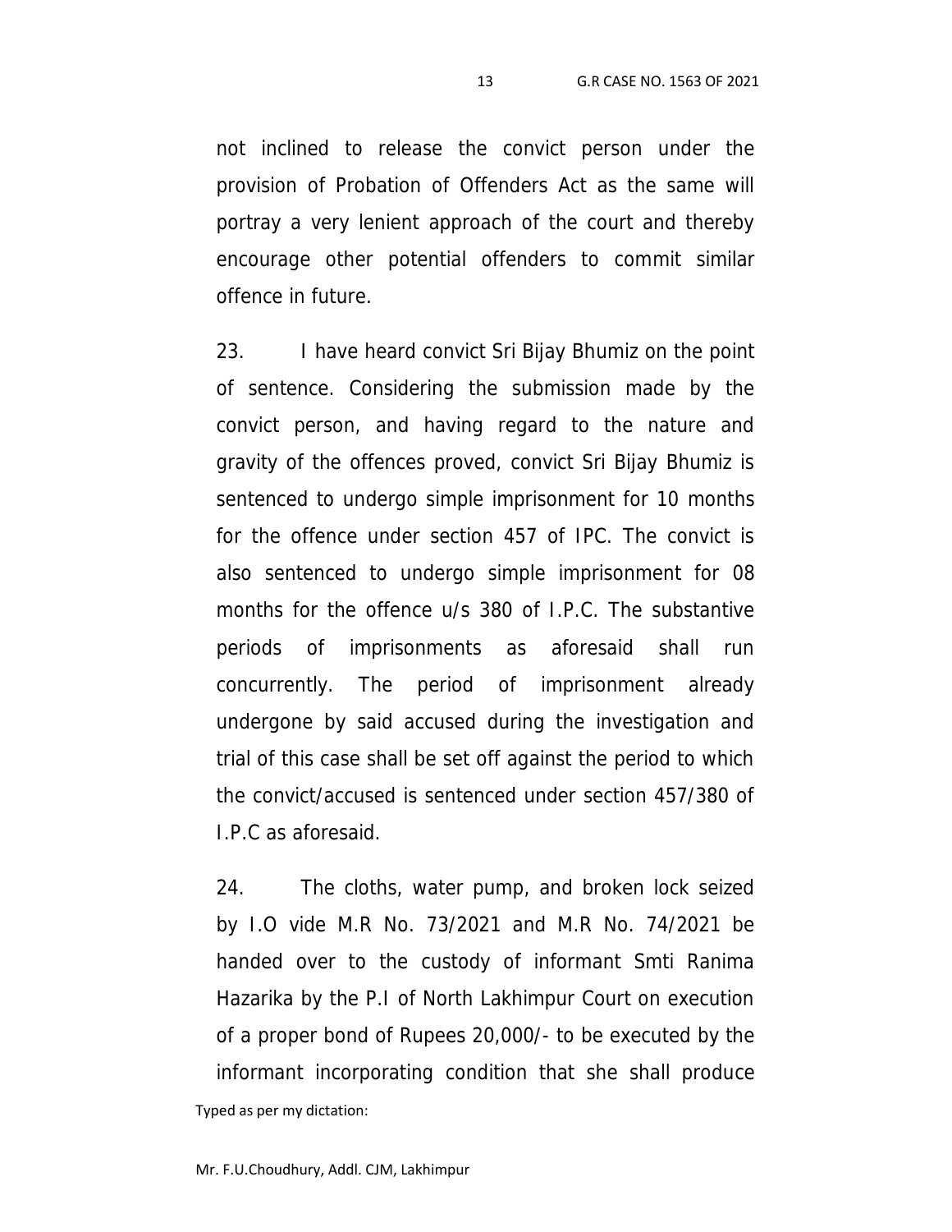not inclined to release the convict person under the provision of Probation of Offenders Act as the same will portray a very lenient approach of the court and thereby encourage other potential offenders to commit similar offence in future.

23. I have heard convict Sri Bijay Bhumiz on the point of sentence. Considering the submission made by the convict person, and having regard to the nature and gravity of the offences proved, convict Sri Bijay Bhumiz is sentenced to undergo simple imprisonment for 10 months for the offence under section 457 of IPC. The convict is also sentenced to undergo simple imprisonment for 08 months for the offence u/s 380 of I.P.C. The substantive periods of imprisonments as aforesaid shall run concurrently. The period of imprisonment already undergone by said accused during the investigation and trial of this case shall be set off against the period to which the convict/accused is sentenced under section 457/380 of I.P.C as aforesaid.

24. The cloths, water pump, and broken lock seized by I.O vide M.R No. 73/2021 and M.R No. 74/2021 be handed over to the custody of informant Smti Ranima Hazarika by the P.I of North Lakhimpur Court on execution of a proper bond of Rupees 20,000/- to be executed by the informant incorporating condition that she shall produce

Typed as per my dictation:

Mr. F.U.Choudhury, Addl. CJM, Lakhimpur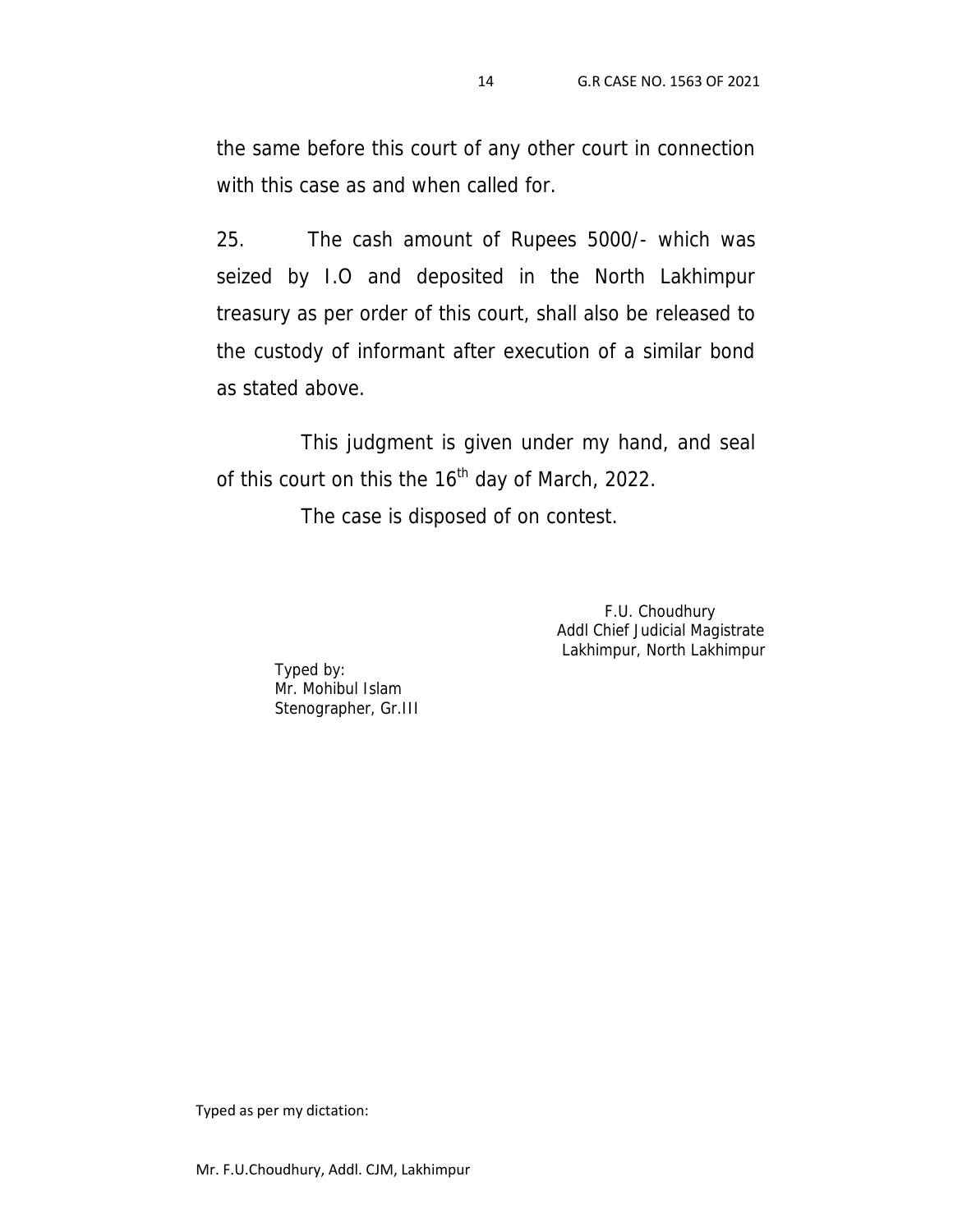the same before this court of any other court in connection with this case as and when called for.

25. The cash amount of Rupees 5000/- which was seized by I.O and deposited in the North Lakhimpur treasury as per order of this court, shall also be released to the custody of informant after execution of a similar bond as stated above.

This judgment is given under my hand, and seal of this court on this the 16th day of March, 2022.

The case is disposed of on contest.

F.U. Choudhury
Addl Chief Judicial Magistrate
Lakhimpur, North Lakhimpur

Typed by:
Mr. Mohibul Islam
Stenographer, Gr.III

Typed as per my dictation:

Mr. F.U.Choudhury, Addl. CJM, Lakhimpur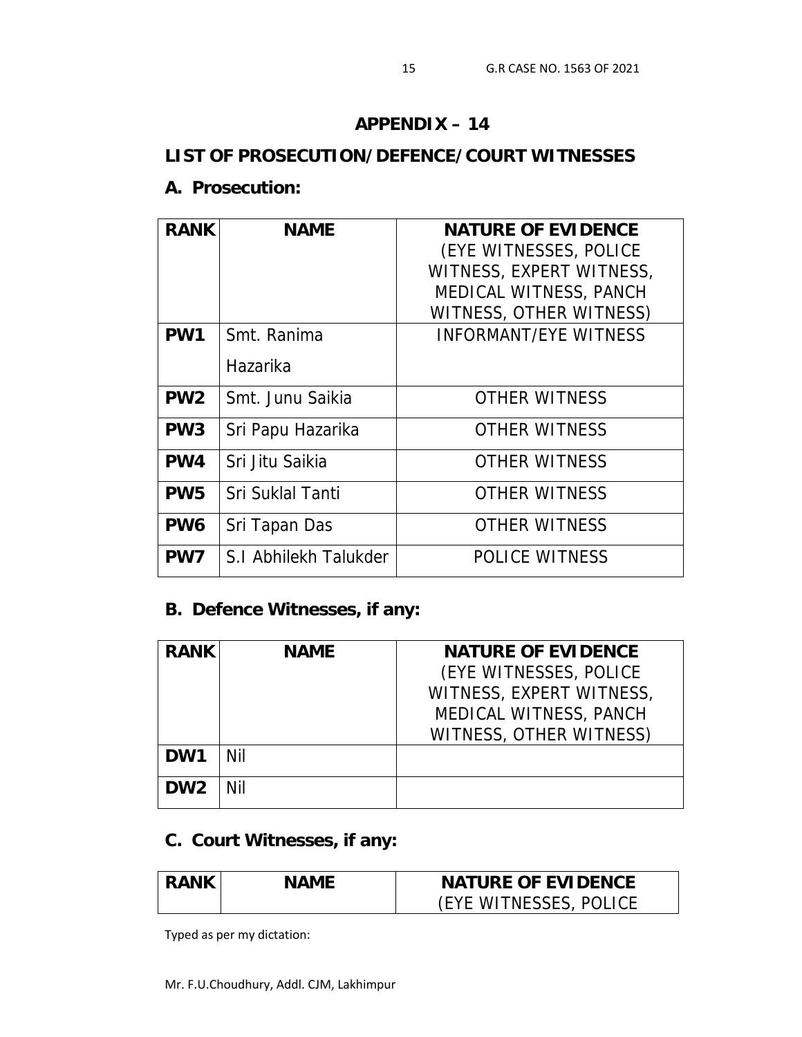## APPENDIX – 14

## LIST OF PROSECUTION/DEFENCE/COURT WITNESSES

### A. Prosecution:

| RANK | NAME | NATURE OF EVIDENCE (EYE WITNESSES, POLICE WITNESS, EXPERT WITNESS, MEDICAL WITNESS, PANCH WITNESS, OTHER WITNESS) |
|---|---|---|
| PW1 | Smt. Ranima Hazarika | INFORMANT/EYE WITNESS |
| PW2 | Smt. Junu Saikia | OTHER WITNESS |
| PW3 | Sri Papu Hazarika | OTHER WITNESS |
| PW4 | Sri Jitu Saikia | OTHER WITNESS |
| PW5 | Sri Suklal Tanti | OTHER WITNESS |
| PW6 | Sri Tapan Das | OTHER WITNESS |
| PW7 | S.I Abhilekh Talukder | POLICE WITNESS |

### B. Defence Witnesses, if any:

| RANK | NAME | NATURE OF EVIDENCE (EYE WITNESSES, POLICE WITNESS, EXPERT WITNESS, MEDICAL WITNESS, PANCH WITNESS, OTHER WITNESS) |
|---|---|---|
| DW1 | Nil | |
| DW2 | Nil | |

### C. Court Witnesses, if any:

| RANK | NAME | NATURE OF EVIDENCE (EYE WITNESSES, POLICE |
|---|---|---|

Typed as per my dictation:

Mr. F.U.Choudhury, Addl. CJM, Lakhimpur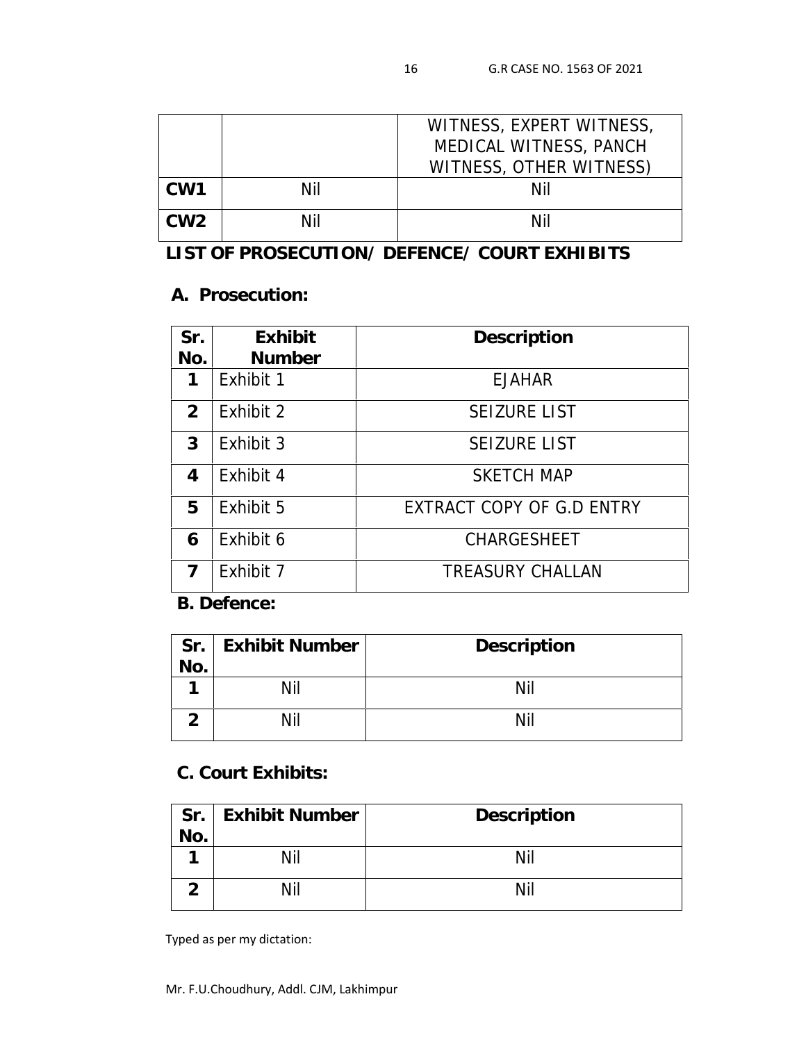| | | WITNESS, EXPERT WITNESS, MEDICAL WITNESS, PANCH WITNESS, OTHER WITNESS) |
|---|---|---|
| CW1 | Nil | Nil |
| CW2 | Nil | Nil |

## LIST OF PROSECUTION/ DEFENCE/ COURT EXHIBITS

### A. Prosecution:

| Sr. No. | Exhibit Number | Description |
|---|---|---|
| 1 | Exhibit 1 | EJAHAR |
| 2 | Exhibit 2 | SEIZURE LIST |
| 3 | Exhibit 3 | SEIZURE LIST |
| 4 | Exhibit 4 | SKETCH MAP |
| 5 | Exhibit 5 | EXTRACT COPY OF G.D ENTRY |
| 6 | Exhibit 6 | CHARGESHEET |
| 7 | Exhibit 7 | TREASURY CHALLAN |

### B. Defence:

| Sr. No. | Exhibit Number | Description |
|---|---|---|
| 1 | Nil | Nil |
| 2 | Nil | Nil |

### C. Court Exhibits:

| Sr. No. | Exhibit Number | Description |
|---|---|---|
| 1 | Nil | Nil |
| 2 | Nil | Nil |

Typed as per my dictation:

Mr. F.U.Choudhury, Addl. CJM, Lakhimpur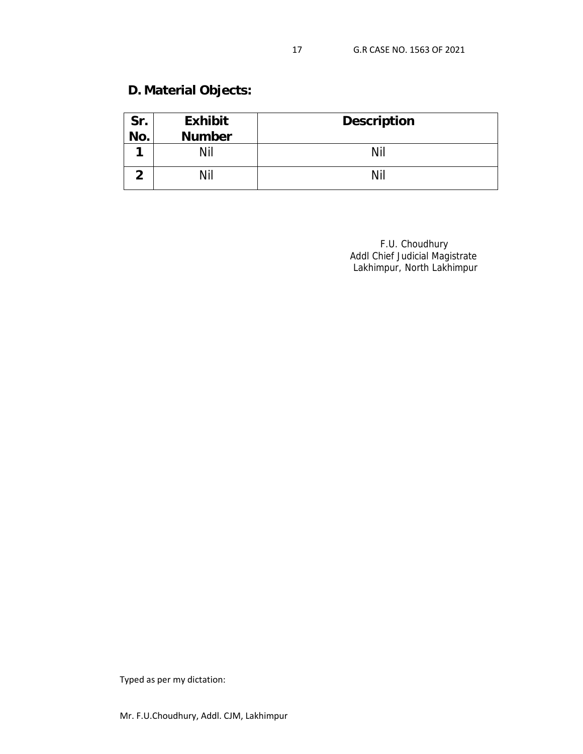## D. Material Objects:

| Sr. No. | Exhibit Number | Description |
|---|---|---|
| 1 | Nil | Nil |
| 2 | Nil | Nil |

F.U. Choudhury
Addl Chief Judicial Magistrate
Lakhimpur, North Lakhimpur

Typed as per my dictation:

Mr. F.U.Choudhury, Addl. CJM, Lakhimpur